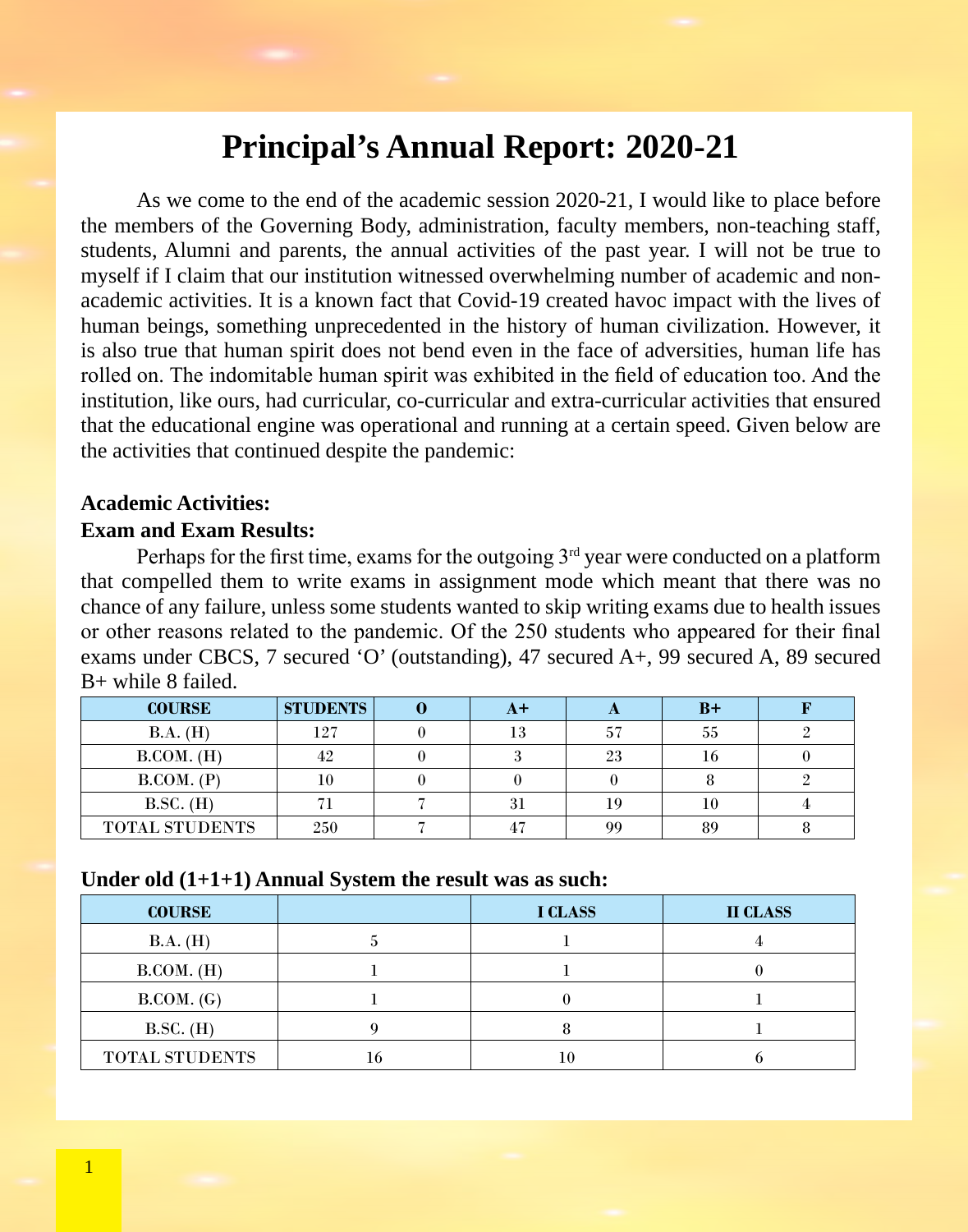# Principal's Annual Report: 2020-21

As we come to the end of the academic session 2020-21, I would like to place before the members of the Governing Body, administration, faculty members, non-teaching staff, students, Alumni and parents, the annual activities of the past year. I will not be true to myself if I claim that our institution witnessed overwhelming number of academic and non-academic activities. It is a known fact that Covid-19 created havoc impact with the lives of human beings, something unprecedented in the history of human civilization. However, it is also true that human spirit does not bend even in the face of adversities, human life has rolled on. The indomitable human spirit was exhibited in the field of education too. And the institution, like ours, had curricular, co-curricular and extra-curricular activities that ensured that the educational engine was operational and running at a certain speed. Given below are the activities that continued despite the pandemic:

**Academic Activities:**

**Exam and Exam Results:**

Perhaps for the first time, exams for the outgoing 3rd year were conducted on a platform that compelled them to write exams in assignment mode which meant that there was no chance of any failure, unless some students wanted to skip writing exams due to health issues or other reasons related to the pandemic. Of the 250 students who appeared for their final exams under CBCS, 7 secured 'O' (outstanding), 47 secured A+, 99 secured A, 89 secured B+ while 8 failed.

| COURSE | STUDENTS | O | A+ | A | B+ | F |
|---|---|---|---|---|---|---|
| B.A. (H) | 127 | 0 | 13 | 57 | 55 | 2 |
| B.COM. (H) | 42 | 0 | 3 | 23 | 16 | 0 |
| B.COM. (P) | 10 | 0 | 0 | 0 | 8 | 2 |
| B.SC. (H) | 71 | 7 | 31 | 19 | 10 | 4 |
| TOTAL STUDENTS | 250 | 7 | 47 | 99 | 89 | 8 |

**Under old (1+1+1) Annual System the result was as such:**

| COURSE | | I CLASS | II CLASS |
|---|---|---|---|
| B.A. (H) | 5 | 1 | 4 |
| B.COM. (H) | 1 | 1 | 0 |
| B.COM. (G) | 1 | 0 | 1 |
| B.SC. (H) | 9 | 8 | 1 |
| TOTAL STUDENTS | 16 | 10 | 6 |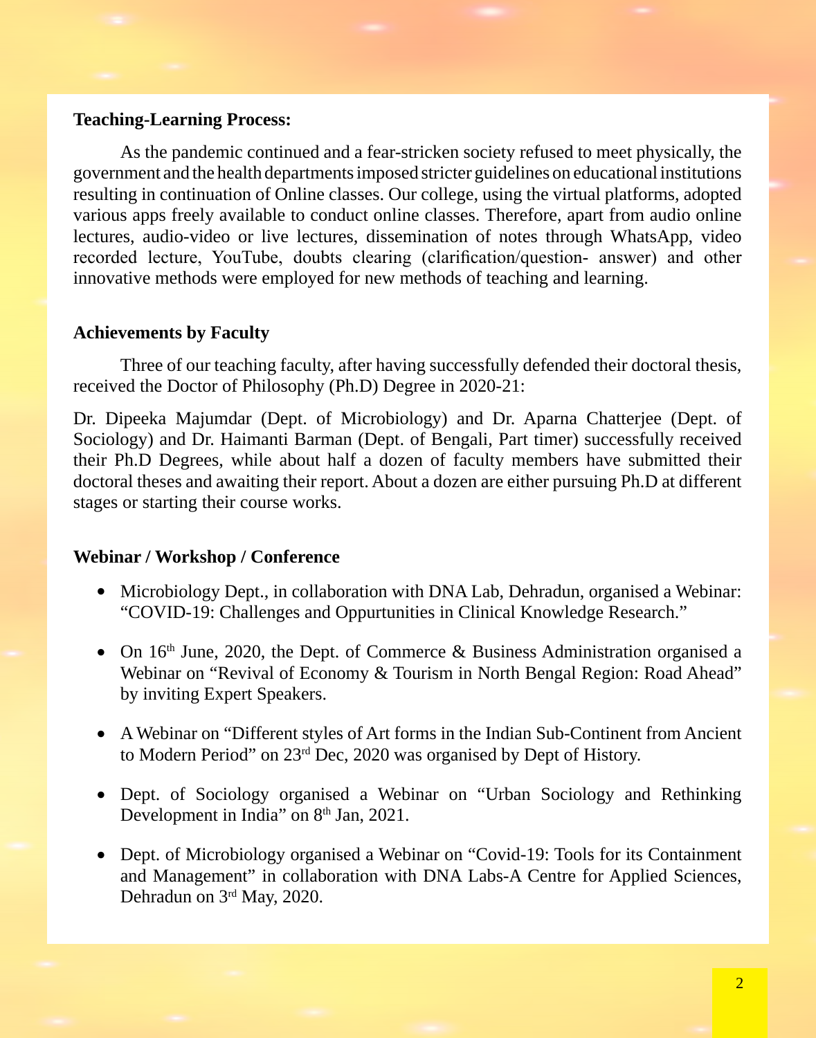**Teaching-Learning Process:**

As the pandemic continued and a fear-stricken society refused to meet physically, the government and the health departments imposed stricter guidelines on educational institutions resulting in continuation of Online classes. Our college, using the virtual platforms, adopted various apps freely available to conduct online classes. Therefore, apart from audio online lectures, audio-video or live lectures, dissemination of notes through WhatsApp, video recorded lecture, YouTube, doubts clearing (clarification/question- answer) and other innovative methods were employed for new methods of teaching and learning.

**Achievements by Faculty**

Three of our teaching faculty, after having successfully defended their doctoral thesis, received the Doctor of Philosophy (Ph.D) Degree in 2020-21:

Dr. Dipeeka Majumdar (Dept. of Microbiology) and Dr. Aparna Chatterjee (Dept. of Sociology) and Dr. Haimanti Barman (Dept. of Bengali, Part timer) successfully received their Ph.D Degrees, while about half a dozen of faculty members have submitted their doctoral theses and awaiting their report. About a dozen are either pursuing Ph.D at different stages or starting their course works.

**Webinar / Workshop / Conference**

- Microbiology Dept., in collaboration with DNA Lab, Dehradun, organised a Webinar: "COVID-19: Challenges and Oppurtunities in Clinical Knowledge Research."
- On 16th June, 2020, the Dept. of Commerce & Business Administration organised a Webinar on "Revival of Economy & Tourism in North Bengal Region: Road Ahead" by inviting Expert Speakers.
- A Webinar on "Different styles of Art forms in the Indian Sub-Continent from Ancient to Modern Period" on 23rd Dec, 2020 was organised by Dept of History.
- Dept. of Sociology organised a Webinar on "Urban Sociology and Rethinking Development in India" on 8th Jan, 2021.
- Dept. of Microbiology organised a Webinar on "Covid-19: Tools for its Containment and Management" in collaboration with DNA Labs-A Centre for Applied Sciences, Dehradun on 3rd May, 2020.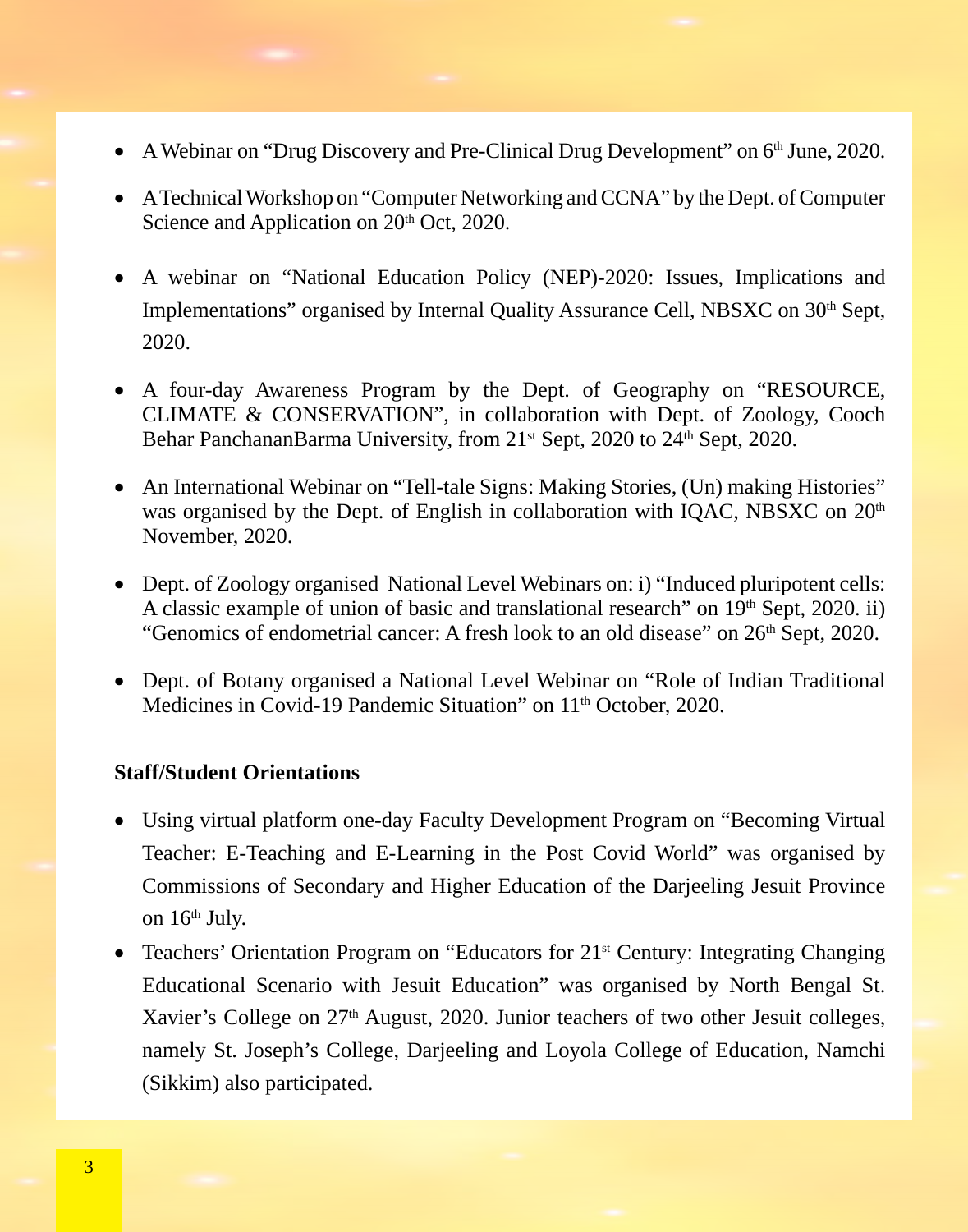- A Webinar on "Drug Discovery and Pre-Clinical Drug Development" on 6th June, 2020.
- A Technical Workshop on "Computer Networking and CCNA" by the Dept. of Computer Science and Application on 20th Oct, 2020.
- A webinar on "National Education Policy (NEP)-2020: Issues, Implications and Implementations" organised by Internal Quality Assurance Cell, NBSXC on 30th Sept, 2020.
- A four-day Awareness Program by the Dept. of Geography on "RESOURCE, CLIMATE & CONSERVATION", in collaboration with Dept. of Zoology, Cooch Behar PanchananBarma University, from 21st Sept, 2020 to 24th Sept, 2020.
- An International Webinar on "Tell-tale Signs: Making Stories, (Un) making Histories" was organised by the Dept. of English in collaboration with IQAC, NBSXC on 20th November, 2020.
- Dept. of Zoology organised National Level Webinars on: i) "Induced pluripotent cells: A classic example of union of basic and translational research" on 19th Sept, 2020. ii) "Genomics of endometrial cancer: A fresh look to an old disease" on 26th Sept, 2020.
- Dept. of Botany organised a National Level Webinar on "Role of Indian Traditional Medicines in Covid-19 Pandemic Situation" on 11th October, 2020.

**Staff/Student Orientations**

- Using virtual platform one-day Faculty Development Program on "Becoming Virtual Teacher: E-Teaching and E-Learning in the Post Covid World" was organised by Commissions of Secondary and Higher Education of the Darjeeling Jesuit Province on 16th July.
- Teachers' Orientation Program on "Educators for 21st Century: Integrating Changing Educational Scenario with Jesuit Education" was organised by North Bengal St. Xavier's College on 27th August, 2020. Junior teachers of two other Jesuit colleges, namely St. Joseph's College, Darjeeling and Loyola College of Education, Namchi (Sikkim) also participated.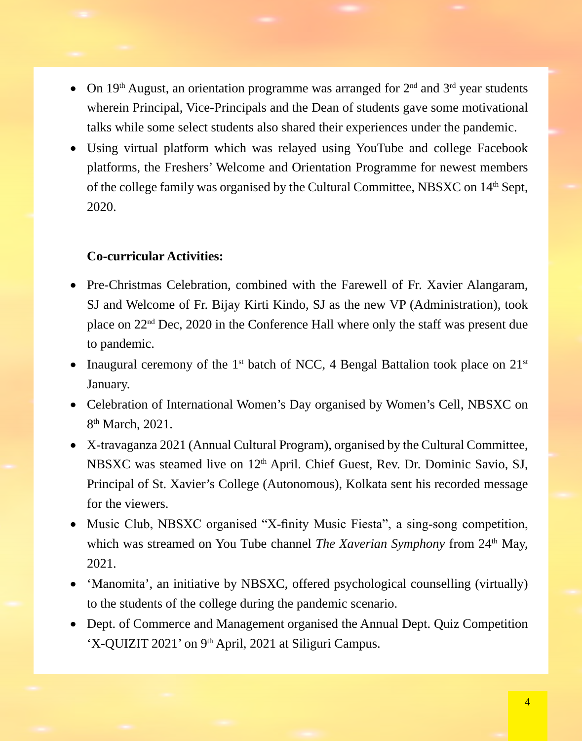- On 19th August, an orientation programme was arranged for 2nd and 3rd year students wherein Principal, Vice-Principals and the Dean of students gave some motivational talks while some select students also shared their experiences under the pandemic.
- Using virtual platform which was relayed using YouTube and college Facebook platforms, the Freshers' Welcome and Orientation Programme for newest members of the college family was organised by the Cultural Committee, NBSXC on 14th Sept, 2020.

**Co-curricular Activities:**

- Pre-Christmas Celebration, combined with the Farewell of Fr. Xavier Alangaram, SJ and Welcome of Fr. Bijay Kirti Kindo, SJ as the new VP (Administration), took place on 22nd Dec, 2020 in the Conference Hall where only the staff was present due to pandemic.
- Inaugural ceremony of the 1st batch of NCC, 4 Bengal Battalion took place on 21st January.
- Celebration of International Women's Day organised by Women's Cell, NBSXC on 8th March, 2021.
- X-travaganza 2021 (Annual Cultural Program), organised by the Cultural Committee, NBSXC was steamed live on 12th April. Chief Guest, Rev. Dr. Dominic Savio, SJ, Principal of St. Xavier's College (Autonomous), Kolkata sent his recorded message for the viewers.
- Music Club, NBSXC organised "X-finity Music Fiesta", a sing-song competition, which was streamed on You Tube channel *The Xaverian Symphony* from 24th May, 2021.
- 'Manomita', an initiative by NBSXC, offered psychological counselling (virtually) to the students of the college during the pandemic scenario.
- Dept. of Commerce and Management organised the Annual Dept. Quiz Competition 'X-QUIZIT 2021' on 9th April, 2021 at Siliguri Campus.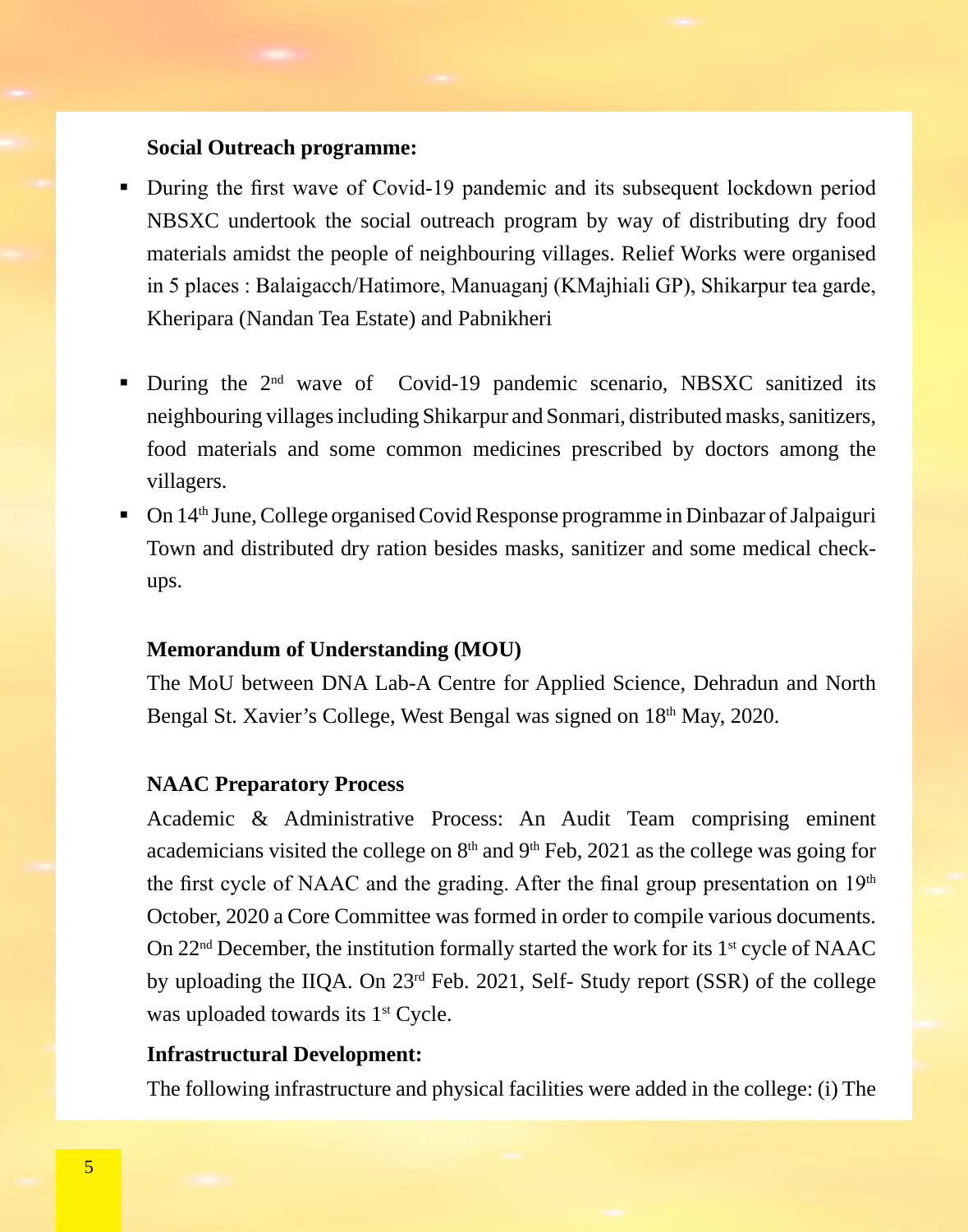**Social Outreach programme:**

- During the first wave of Covid-19 pandemic and its subsequent lockdown period NBSXC undertook the social outreach program by way of distributing dry food materials amidst the people of neighbouring villages. Relief Works were organised in 5 places : Balaigacch/Hatimore, Manuaganj (KMajhiali GP), Shikarpur tea garde, Kheripara (Nandan Tea Estate) and Pabnikheri

- During the 2nd wave of Covid-19 pandemic scenario, NBSXC sanitized its neighbouring villages including Shikarpur and Sonmari, distributed masks, sanitizers, food materials and some common medicines prescribed by doctors among the villagers.
- On 14th June, College organised Covid Response programme in Dinbazar of Jalpaiguri Town and distributed dry ration besides masks, sanitizer and some medical check-ups.

**Memorandum of Understanding (MOU)**

The MoU between DNA Lab-A Centre for Applied Science, Dehradun and North Bengal St. Xavier's College, West Bengal was signed on 18th May, 2020.

**NAAC Preparatory Process**

Academic & Administrative Process: An Audit Team comprising eminent academicians visited the college on 8th and 9th Feb, 2021 as the college was going for the first cycle of NAAC and the grading. After the final group presentation on 19th October, 2020 a Core Committee was formed in order to compile various documents. On 22nd December, the institution formally started the work for its 1st cycle of NAAC by uploading the IIQA. On 23rd Feb. 2021, Self- Study report (SSR) of the college was uploaded towards its 1st Cycle.

**Infrastructural Development:**

The following infrastructure and physical facilities were added in the college: (i) The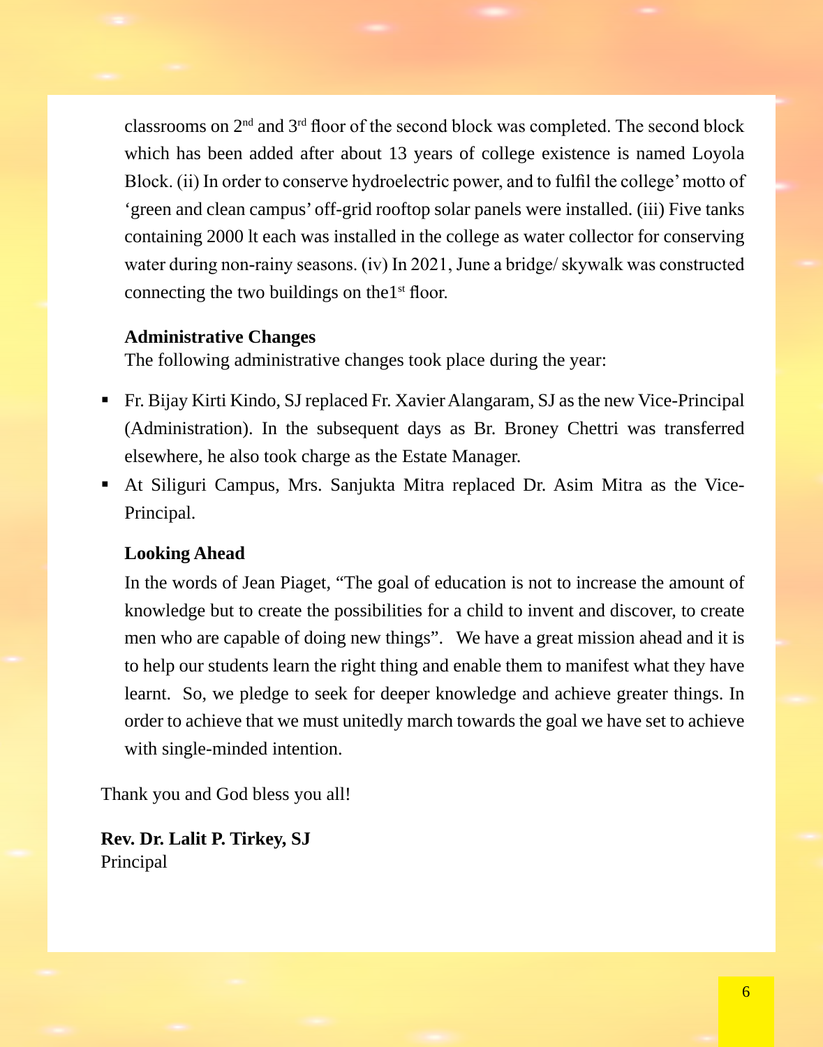classrooms on 2nd and 3rd floor of the second block was completed. The second block which has been added after about 13 years of college existence is named Loyola Block. (ii) In order to conserve hydroelectric power, and to fulfil the college' motto of 'green and clean campus' off-grid rooftop solar panels were installed. (iii) Five tanks containing 2000 lt each was installed in the college as water collector for conserving water during non-rainy seasons. (iv) In 2021, June a bridge/ skywalk was constructed connecting the two buildings on the1st floor.

**Administrative Changes**

The following administrative changes took place during the year:

- Fr. Bijay Kirti Kindo, SJ replaced Fr. Xavier Alangaram, SJ as the new Vice-Principal (Administration). In the subsequent days as Br. Broney Chettri was transferred elsewhere, he also took charge as the Estate Manager.
- At Siliguri Campus, Mrs. Sanjukta Mitra replaced Dr. Asim Mitra as the Vice-Principal.

**Looking Ahead**

In the words of Jean Piaget, "The goal of education is not to increase the amount of knowledge but to create the possibilities for a child to invent and discover, to create men who are capable of doing new things". We have a great mission ahead and it is to help our students learn the right thing and enable them to manifest what they have learnt. So, we pledge to seek for deeper knowledge and achieve greater things. In order to achieve that we must unitedly march towards the goal we have set to achieve with single-minded intention.

Thank you and God bless you all!

**Rev. Dr. Lalit P. Tirkey, SJ**
Principal